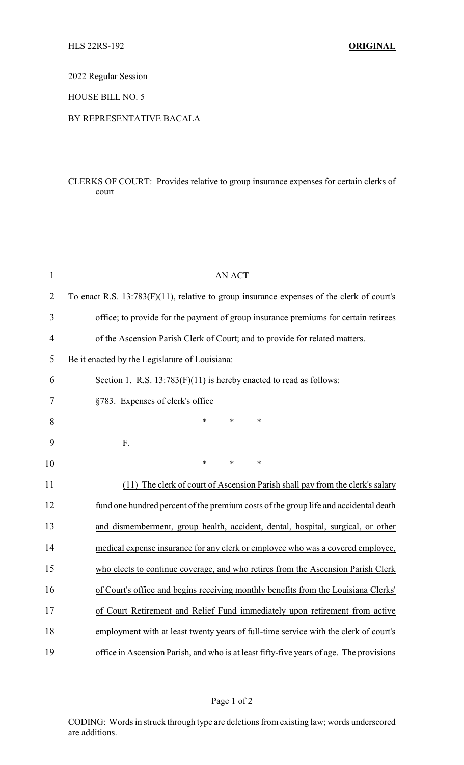HLS 22RS-192 **ORIGINAL**

2022 Regular Session

HOUSE BILL NO. 5

BY REPRESENTATIVE BACALA

CLERKS OF COURT: Provides relative to group insurance expenses for certain clerks of court

AN ACT

To enact R.S. 13:783(F)(11), relative to group insurance expenses of the clerk of court's office; to provide for the payment of group insurance premiums for certain retirees of the Ascension Parish Clerk of Court; and to provide for related matters.

Be it enacted by the Legislature of Louisiana:

Section 1. R.S. 13:783(F)(11) is hereby enacted to read as follows:

§783. Expenses of clerk's office

\* \* \*

F.

\* \* \*

(11) The clerk of court of Ascension Parish shall pay from the clerk's salary fund one hundred percent of the premium costs of the group life and accidental death and dismemberment, group health, accident, dental, hospital, surgical, or other medical expense insurance for any clerk or employee who was a covered employee, who elects to continue coverage, and who retires from the Ascension Parish Clerk of Court's office and begins receiving monthly benefits from the Louisiana Clerks' of Court Retirement and Relief Fund immediately upon retirement from active employment with at least twenty years of full-time service with the clerk of court's office in Ascension Parish, and who is at least fifty-five years of age. The provisions

CODING: Words in ~~struck through~~ type are deletions from existing law; words underscored are additions.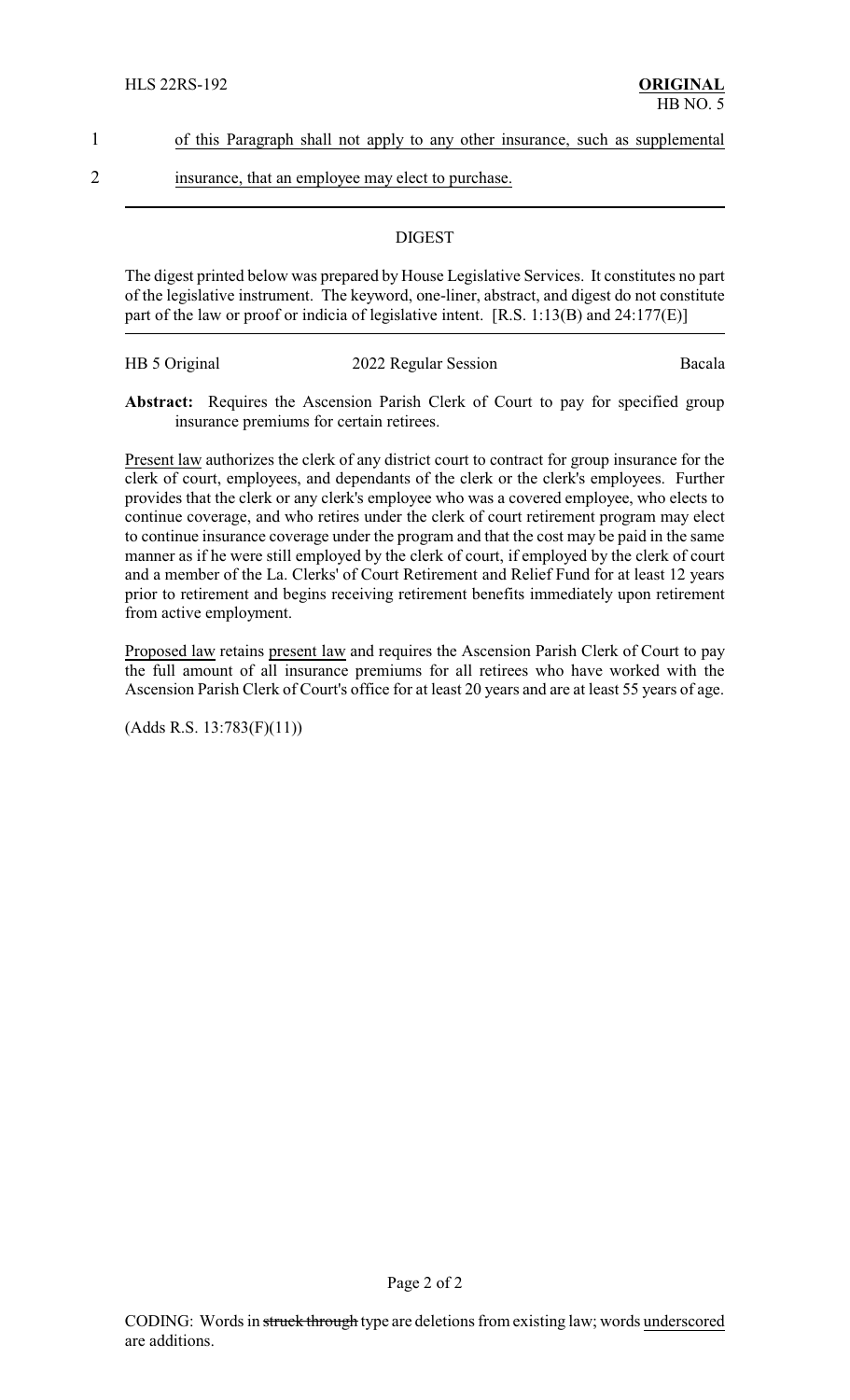1 of this Paragraph shall not apply to any other insurance, such as supplemental

2 insurance, that an employee may elect to purchase.

## DIGEST

The digest printed below was prepared by House Legislative Services. It constitutes no part of the legislative instrument. The keyword, one-liner, abstract, and digest do not constitute part of the law or proof or indicia of legislative intent. [R.S. 1:13(B) and 24:177(E)]

HB 5 Original 2022 Regular Session Bacala

**Abstract:** Requires the Ascension Parish Clerk of Court to pay for specified group insurance premiums for certain retirees.

Present law authorizes the clerk of any district court to contract for group insurance for the clerk of court, employees, and dependants of the clerk or the clerk's employees. Further provides that the clerk or any clerk's employee who was a covered employee, who elects to continue coverage, and who retires under the clerk of court retirement program may elect to continue insurance coverage under the program and that the cost may be paid in the same manner as if he were still employed by the clerk of court, if employed by the clerk of court and a member of the La. Clerks' of Court Retirement and Relief Fund for at least 12 years prior to retirement and begins receiving retirement benefits immediately upon retirement from active employment.

Proposed law retains present law and requires the Ascension Parish Clerk of Court to pay the full amount of all insurance premiums for all retirees who have worked with the Ascension Parish Clerk of Court's office for at least 20 years and are at least 55 years of age.

(Adds R.S. 13:783(F)(11))

CODING: Words in ~~struck through~~ type are deletions from existing law; words underscored are additions.